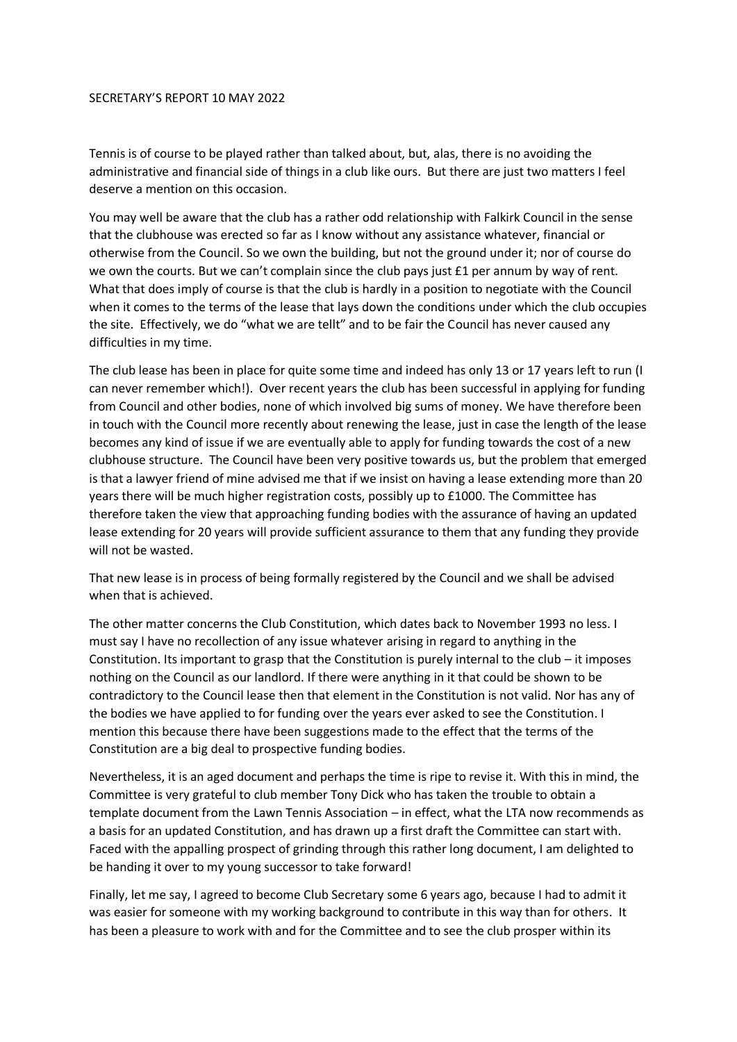SECRETARY'S REPORT 10 MAY 2022

Tennis is of course to be played rather than talked about, but, alas, there is no avoiding the administrative and financial side of things in a club like ours. But there are just two matters I feel deserve a mention on this occasion.

You may well be aware that the club has a rather odd relationship with Falkirk Council in the sense that the clubhouse was erected so far as I know without any assistance whatever, financial or otherwise from the Council. So we own the building, but not the ground under it; nor of course do we own the courts. But we can't complain since the club pays just £1 per annum by way of rent. What that does imply of course is that the club is hardly in a position to negotiate with the Council when it comes to the terms of the lease that lays down the conditions under which the club occupies the site. Effectively, we do "what we are tellt" and to be fair the Council has never caused any difficulties in my time.

The club lease has been in place for quite some time and indeed has only 13 or 17 years left to run (I can never remember which!). Over recent years the club has been successful in applying for funding from Council and other bodies, none of which involved big sums of money. We have therefore been in touch with the Council more recently about renewing the lease, just in case the length of the lease becomes any kind of issue if we are eventually able to apply for funding towards the cost of a new clubhouse structure. The Council have been very positive towards us, but the problem that emerged is that a lawyer friend of mine advised me that if we insist on having a lease extending more than 20 years there will be much higher registration costs, possibly up to £1000. The Committee has therefore taken the view that approaching funding bodies with the assurance of having an updated lease extending for 20 years will provide sufficient assurance to them that any funding they provide will not be wasted.

That new lease is in process of being formally registered by the Council and we shall be advised when that is achieved.

The other matter concerns the Club Constitution, which dates back to November 1993 no less. I must say I have no recollection of any issue whatever arising in regard to anything in the Constitution. Its important to grasp that the Constitution is purely internal to the club – it imposes nothing on the Council as our landlord. If there were anything in it that could be shown to be contradictory to the Council lease then that element in the Constitution is not valid. Nor has any of the bodies we have applied to for funding over the years ever asked to see the Constitution. I mention this because there have been suggestions made to the effect that the terms of the Constitution are a big deal to prospective funding bodies.

Nevertheless, it is an aged document and perhaps the time is ripe to revise it. With this in mind, the Committee is very grateful to club member Tony Dick who has taken the trouble to obtain a template document from the Lawn Tennis Association – in effect, what the LTA now recommends as a basis for an updated Constitution, and has drawn up a first draft the Committee can start with. Faced with the appalling prospect of grinding through this rather long document, I am delighted to be handing it over to my young successor to take forward!

Finally, let me say, I agreed to become Club Secretary some 6 years ago, because I had to admit it was easier for someone with my working background to contribute in this way than for others. It has been a pleasure to work with and for the Committee and to see the club prosper within its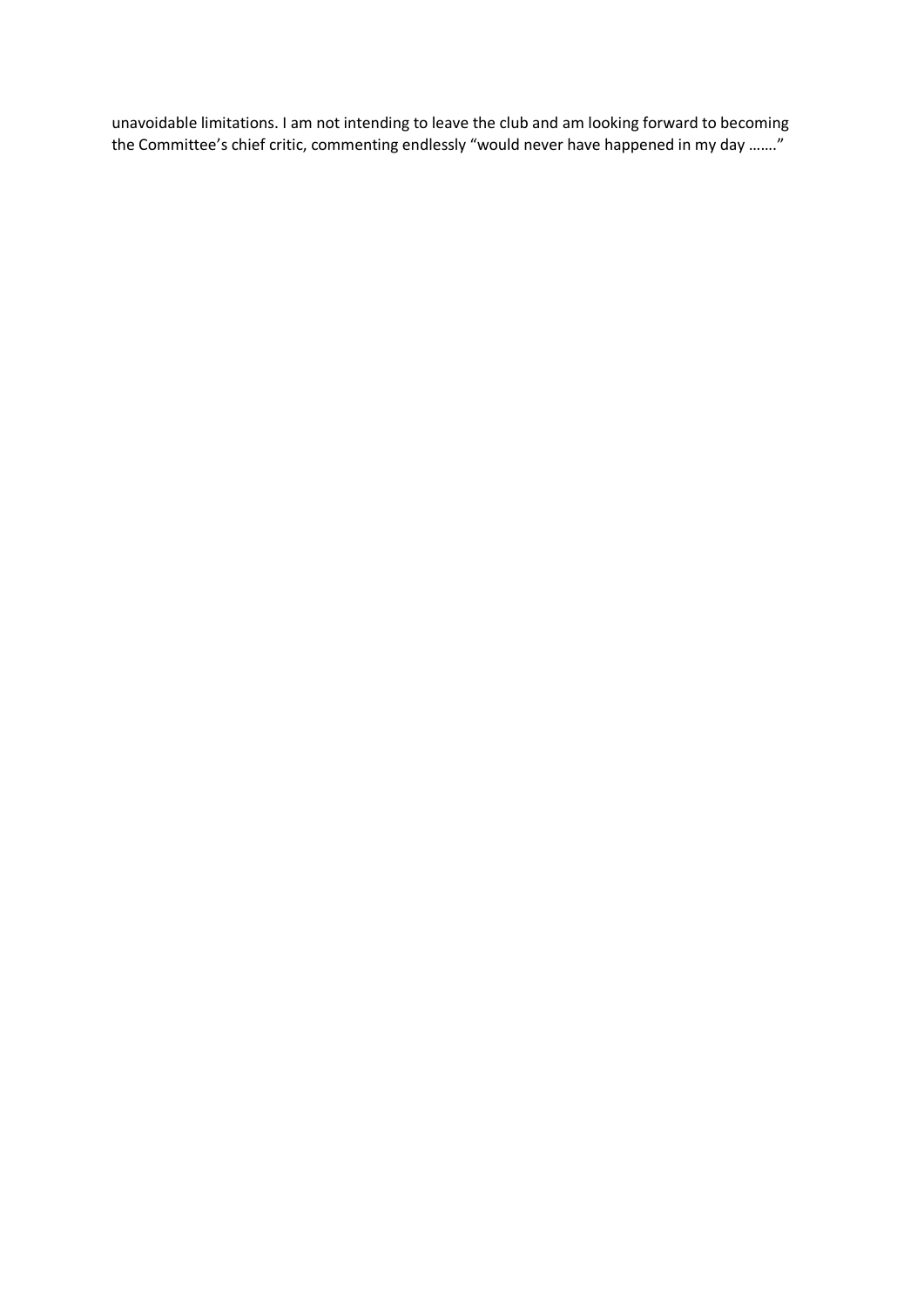unavoidable limitations. I am not intending to leave the club and am looking forward to becoming the Committee's chief critic, commenting endlessly "would never have happened in my day ……."